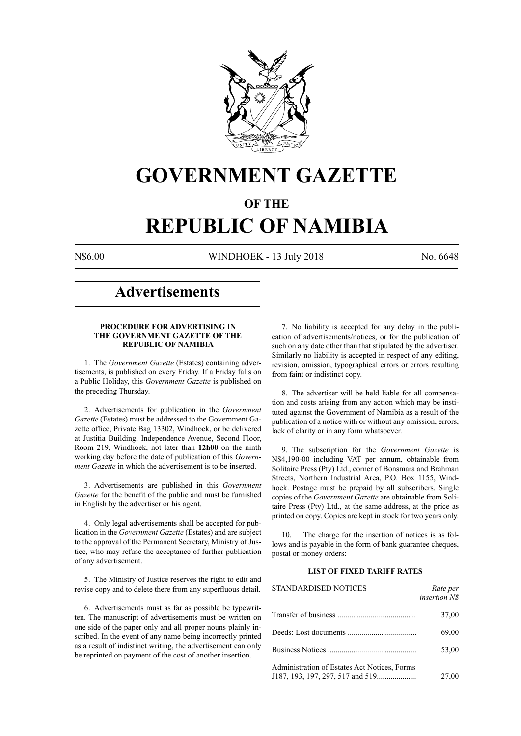# GOVERNMENT GAZETTE

## OF THE

# REPUBLIC OF NAMIBIA

N$6.00 WINDHOEK - 13 July 2018 No. 6648

# Advertisements

### PROCEDURE FOR ADVERTISING IN THE GOVERNMENT GAZETTE OF THE REPUBLIC OF NAMIBIA

1. The *Government Gazette* (Estates) containing advertisements, is published on every Friday. If a Friday falls on a Public Holiday, this *Government Gazette* is published on the preceding Thursday.

2. Advertisements for publication in the *Government Gazette* (Estates) must be addressed to the Government Gazette office, Private Bag 13302, Windhoek, or be delivered at Justitia Building, Independence Avenue, Second Floor, Room 219, Windhoek, not later than **12h00** on the ninth working day before the date of publication of this *Government Gazette* in which the advertisement is to be inserted.

3. Advertisements are published in this *Government Gazette* for the benefit of the public and must be furnished in English by the advertiser or his agent.

4. Only legal advertisements shall be accepted for publication in the *Government Gazette* (Estates) and are subject to the approval of the Permanent Secretary, Ministry of Justice, who may refuse the acceptance of further publication of any advertisement.

5. The Ministry of Justice reserves the right to edit and revise copy and to delete there from any superfluous detail.

6. Advertisements must as far as possible be typewritten. The manuscript of advertisements must be written on one side of the paper only and all proper nouns plainly inscribed. In the event of any name being incorrectly printed as a result of indistinct writing, the advertisement can only be reprinted on payment of the cost of another insertion.

7. No liability is accepted for any delay in the publication of advertisements/notices, or for the publication of such on any date other than that stipulated by the advertiser. Similarly no liability is accepted in respect of any editing, revision, omission, typographical errors or errors resulting from faint or indistinct copy.

8. The advertiser will be held liable for all compensation and costs arising from any action which may be instituted against the Government of Namibia as a result of the publication of a notice with or without any omission, errors, lack of clarity or in any form whatsoever.

9. The subscription for the *Government Gazette* is N$4,190-00 including VAT per annum, obtainable from Solitaire Press (Pty) Ltd., corner of Bonsmara and Brahman Streets, Northern Industrial Area, P.O. Box 1155, Windhoek. Postage must be prepaid by all subscribers. Single copies of the *Government Gazette* are obtainable from Solitaire Press (Pty) Ltd., at the same address, at the price as printed on copy. Copies are kept in stock for two years only.

10. The charge for the insertion of notices is as follows and is payable in the form of bank guarantee cheques, postal or money orders:

### LIST OF FIXED TARIFF RATES

| STANDARDISED NOTICES | *Rate per insertion N$* |
|---|---|
| Transfer of business | 37,00 |
| Deeds: Lost documents | 69,00 |
| Business Notices | 53,00 |
| Administration of Estates Act Notices, Forms J187, 193, 197, 297, 517 and 519 | 27,00 |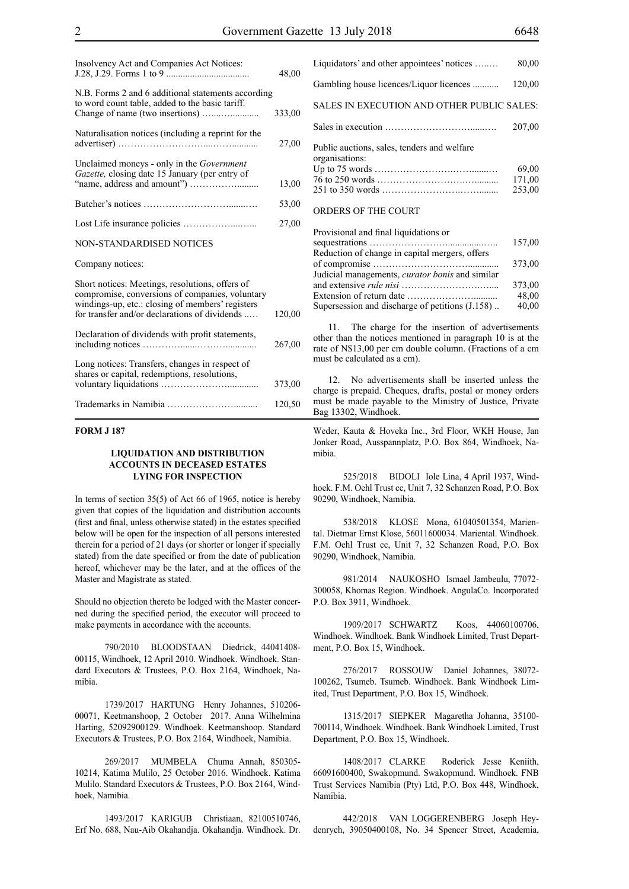| | |
|---|---|
| Insolvency Act and Companies Act Notices: J.28, J.29. Forms 1 to 9 .................................. | 48,00 |
| N.B. Forms 2 and 6 additional statements according to word count table, added to the basic tariff. | |
| Change of name (two insertions) …...…............ | 333,00 |
| Naturalisation notices (including a reprint for the advertiser) ………………………...……........... | 27,00 |
| Unclaimed moneys - only in the *Government Gazette,* closing date 15 January (per entry of "name, address and amount") ………………......... | 13,00 |
| Butcher's notices …………………………......…. | 53,00 |
| Lost Life insurance policies ……………...…... | 27,00 |
| NON-STANDARDISED NOTICES | |
| Company notices: | |
| Short notices: Meetings, resolutions, offers of compromise, conversions of companies, voluntary windings-up, etc.: closing of members' registers for transfer and/or declarations of dividends ..… | 120,00 |
| Declaration of dividends with profit statements, including notices ……………......………............. | 267,00 |
| Long notices: Transfers, changes in respect of shares or capital, redemptions, resolutions, voluntary liquidations ………………….............. | 373,00 |
| Trademarks in Namibia ……………………......... | 120,50 |
| Liquidators' and other appointees' notices …..… | 80,00 |
| Gambling house licences/Liquor licences ........... | 120,00 |
| SALES IN EXECUTION AND OTHER PUBLIC SALES: | |
| Sales in execution …………………………......…. | 207,00 |
| Public auctions, sales, tenders and welfare organisations: | |
| Up to 75 words …………………….……........… | 69,00 |
| 76 to 250 words ……………………….…........... | 171,00 |
| 251 to 350 words …………………….……........ | 253,00 |
| ORDERS OF THE COURT | |
| Provisional and final liquidations or sequestrations ……………………................…… | 157,00 |
| Reduction of change in capital mergers, offers of compromise …………………………............ | 373,00 |
| Judicial managements, *curator bonis* and similar and extensive *rule nisi* ……………………….…... | 373,00 |
| Extension of return date ……………………......... | 48,00 |
| Supersession and discharge of petitions (J.158) .. | 40,00 |

11. The charge for the insertion of advertisements other than the notices mentioned in paragraph 10 is at the rate of N$13,00 per cm double column. (Fractions of a cm must be calculated as a cm).

12. No advertisements shall be inserted unless the charge is prepaid. Cheques, drafts, postal or money orders must be made payable to the Ministry of Justice, Private Bag 13302, Windhoek.

**FORM J 187**

## LIQUIDATION AND DISTRIBUTION ACCOUNTS IN DECEASED ESTATES LYING FOR INSPECTION

In terms of section 35(5) of Act 66 of 1965, notice is hereby given that copies of the liquidation and distribution accounts (first and final, unless otherwise stated) in the estates specified below will be open for the inspection of all persons interested therein for a period of 21 days (or shorter or longer if specially stated) from the date specified or from the date of publication hereof, whichever may be the later, and at the offices of the Master and Magistrate as stated.

Should no objection thereto be lodged with the Master concerned during the specified period, the executor will proceed to make payments in accordance with the accounts.

790/2010 BLOODSTAAN Diedrick, 44041408-00115, Windhoek, 12 April 2010. Windhoek. Windhoek. Standard Executors & Trustees, P.O. Box 2164, Windhoek, Namibia.

1739/2017 HARTUNG Henry Johannes, 510206-00071, Keetmanshoop, 2 October 2017. Anna Wilhelmina Harting, 52092900129. Windhoek. Keetmanshoop. Standard Executors & Trustees, P.O. Box 2164, Windhoek, Namibia.

269/2017 MUMBELA Chuma Annah, 850305-10214, Katima Mulilo, 25 October 2016. Windhoek. Katima Mulilo. Standard Executors & Trustees, P.O. Box 2164, Windhoek, Namibia.

1493/2017 KARIGUB Christiaan, 82100510746, Erf No. 688, Nau-Aib Okahandja. Okahandja. Windhoek. Dr. Weder, Kauta & Hoveka Inc., 3rd Floor, WKH House, Jan Jonker Road, Ausspannplatz, P.O. Box 864, Windhoek, Namibia.

525/2018 BIDOLI Iole Lina, 4 April 1937, Windhoek. F.M. Oehl Trust cc, Unit 7, 32 Schanzen Road, P.O. Box 90290, Windhoek, Namibia.

538/2018 KLOSE Mona, 61040501354, Mariental. Dietmar Ernst Klose, 56011600034. Mariental. Windhoek. F.M. Oehl Trust cc, Unit 7, 32 Schanzen Road, P.O. Box 90290, Windhoek, Namibia.

981/2014 NAUKOSHO Ismael Jambeulu, 77072-300058, Khomas Region. Windhoek. AngulaCo. Incorporated P.O. Box 3911, Windhoek.

1909/2017 SCHWARTZ Koos, 44060100706, Windhoek. Windhoek. Bank Windhoek Limited, Trust Department, P.O. Box 15, Windhoek.

276/2017 ROSSOUW Daniel Johannes, 38072-100262, Tsumeb. Tsumeb. Windhoek. Bank Windhoek Limited, Trust Department, P.O. Box 15, Windhoek.

1315/2017 SIEPKER Magaretha Johanna, 35100-700114, Windhoek. Windhoek. Bank Windhoek Limited, Trust Department, P.O. Box 15, Windhoek.

1408/2017 CLARKE Roderick Jesse Keniith, 66091600400, Swakopmund. Swakopmund. Windhoek. FNB Trust Services Namibia (Pty) Ltd, P.O. Box 448, Windhoek, Namibia.

442/2018 VAN LOGGERENBERG Joseph Heydenrych, 39050400108, No. 34 Spencer Street, Academia,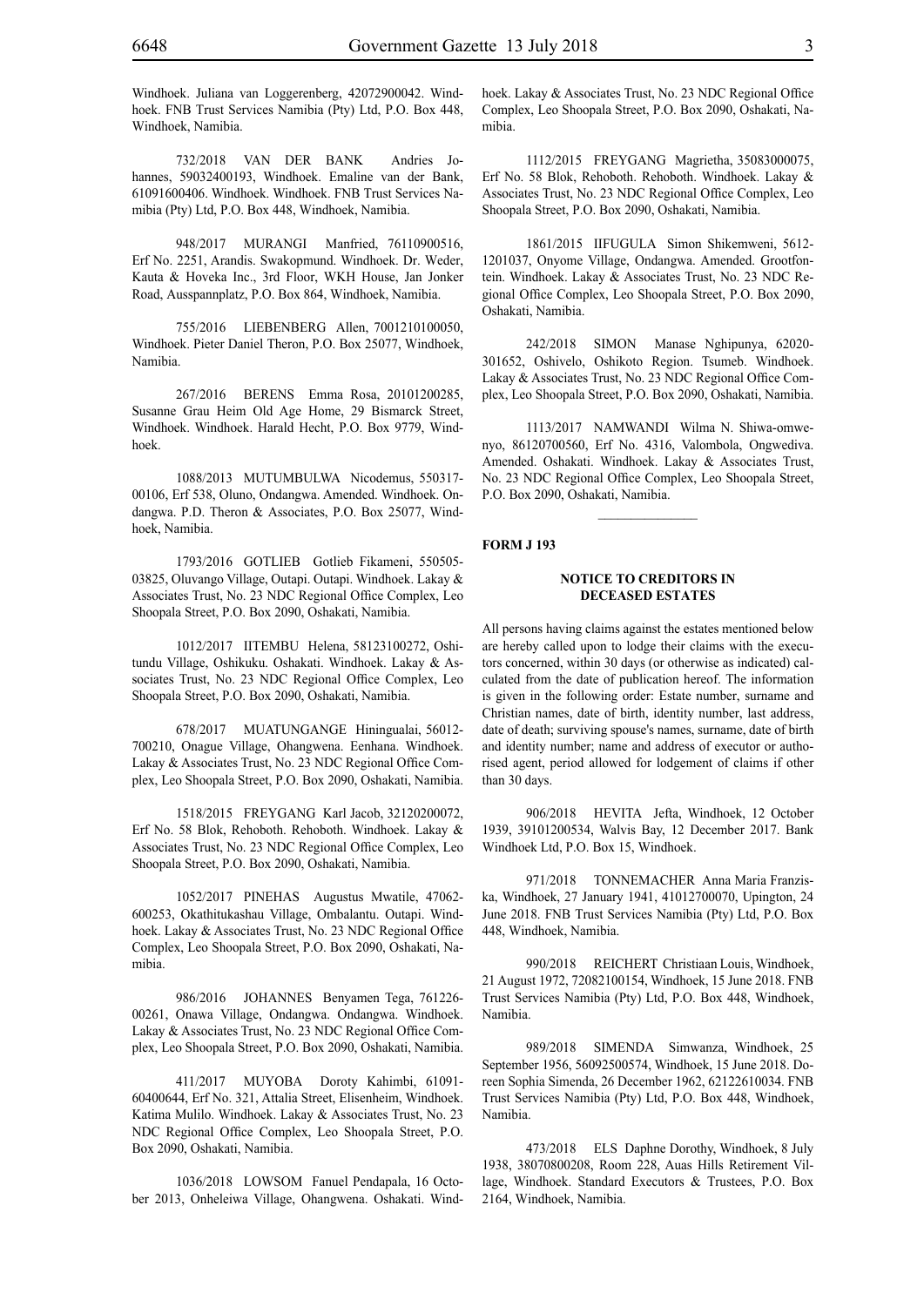Windhoek. Juliana van Loggerenberg, 42072900042. Windhoek. FNB Trust Services Namibia (Pty) Ltd, P.O. Box 448, Windhoek, Namibia.

732/2018 VAN DER BANK Andries Johannes, 59032400193, Windhoek. Emaline van der Bank, 61091600406. Windhoek. Windhoek. FNB Trust Services Namibia (Pty) Ltd, P.O. Box 448, Windhoek, Namibia.

948/2017 MURANGI Manfried, 76110900516, Erf No. 2251, Arandis. Swakopmund. Windhoek. Dr. Weder, Kauta & Hoveka Inc., 3rd Floor, WKH House, Jan Jonker Road, Ausspannplatz, P.O. Box 864, Windhoek, Namibia.

755/2016 LIEBENBERG Allen, 7001210100050, Windhoek. Pieter Daniel Theron, P.O. Box 25077, Windhoek, Namibia.

267/2016 BERENS Emma Rosa, 20101200285, Susanne Grau Heim Old Age Home, 29 Bismarck Street, Windhoek. Windhoek. Harald Hecht, P.O. Box 9779, Windhoek.

1088/2013 MUTUMBULWA Nicodemus, 550317-00106, Erf 538, Oluno, Ondangwa. Amended. Windhoek. Ondangwa. P.D. Theron & Associates, P.O. Box 25077, Windhoek, Namibia.

1793/2016 GOTLIEB Gotlieb Fikameni, 550505-03825, Oluvango Village, Outapi. Outapi. Windhoek. Lakay & Associates Trust, No. 23 NDC Regional Office Complex, Leo Shoopala Street, P.O. Box 2090, Oshakati, Namibia.

1012/2017 IITEMBU Helena, 58123100272, Oshitundu Village, Oshikuku. Oshakati. Windhoek. Lakay & Associates Trust, No. 23 NDC Regional Office Complex, Leo Shoopala Street, P.O. Box 2090, Oshakati, Namibia.

678/2017 MUATUNGANGE Hiningualai, 56012-700210, Onague Village, Ohangwena. Eenhana. Windhoek. Lakay & Associates Trust, No. 23 NDC Regional Office Complex, Leo Shoopala Street, P.O. Box 2090, Oshakati, Namibia.

1518/2015 FREYGANG Karl Jacob, 32120200072, Erf No. 58 Blok, Rehoboth. Rehoboth. Windhoek. Lakay & Associates Trust, No. 23 NDC Regional Office Complex, Leo Shoopala Street, P.O. Box 2090, Oshakati, Namibia.

1052/2017 PINEHAS Augustus Mwatile, 47062-600253, Okathitukashau Village, Ombalantu. Outapi. Windhoek. Lakay & Associates Trust, No. 23 NDC Regional Office Complex, Leo Shoopala Street, P.O. Box 2090, Oshakati, Namibia.

986/2016 JOHANNES Benyamen Tega, 761226-00261, Onawa Village, Ondangwa. Ondangwa. Windhoek. Lakay & Associates Trust, No. 23 NDC Regional Office Complex, Leo Shoopala Street, P.O. Box 2090, Oshakati, Namibia.

411/2017 MUYOBA Doroty Kahimbi, 61091-60400644, Erf No. 321, Attalia Street, Elisenheim, Windhoek. Katima Mulilo. Windhoek. Lakay & Associates Trust, No. 23 NDC Regional Office Complex, Leo Shoopala Street, P.O. Box 2090, Oshakati, Namibia.

1036/2018 LOWSOM Fanuel Pendapala, 16 October 2013, Onheleiwa Village, Ohangwena. Oshakati. Windhoek. Lakay & Associates Trust, No. 23 NDC Regional Office Complex, Leo Shoopala Street, P.O. Box 2090, Oshakati, Namibia.

1112/2015 FREYGANG Magrietha, 35083000075, Erf No. 58 Blok, Rehoboth. Rehoboth. Windhoek. Lakay & Associates Trust, No. 23 NDC Regional Office Complex, Leo Shoopala Street, P.O. Box 2090, Oshakati, Namibia.

1861/2015 IIFUGULA Simon Shikemweni, 5612-1201037, Onyome Village, Ondangwa. Amended. Grootfontein. Windhoek. Lakay & Associates Trust, No. 23 NDC Regional Office Complex, Leo Shoopala Street, P.O. Box 2090, Oshakati, Namibia.

242/2018 SIMON Manase Nghipunya, 62020-301652, Oshivelo, Oshikoto Region. Tsumeb. Windhoek. Lakay & Associates Trust, No. 23 NDC Regional Office Complex, Leo Shoopala Street, P.O. Box 2090, Oshakati, Namibia.

1113/2017 NAMWANDI Wilma N. Shiwa-omwenyo, 86120700560, Erf No. 4316, Valombola, Ongwediva. Amended. Oshakati. Windhoek. Lakay & Associates Trust, No. 23 NDC Regional Office Complex, Leo Shoopala Street, P.O. Box 2090, Oshakati, Namibia.

---

**FORM J 193**

### NOTICE TO CREDITORS IN DECEASED ESTATES

All persons having claims against the estates mentioned below are hereby called upon to lodge their claims with the executors concerned, within 30 days (or otherwise as indicated) calculated from the date of publication hereof. The information is given in the following order: Estate number, surname and Christian names, date of birth, identity number, last address, date of death; surviving spouse's names, surname, date of birth and identity number; name and address of executor or authorised agent, period allowed for lodgement of claims if other than 30 days.

906/2018 HEVITA Jefta, Windhoek, 12 October 1939, 39101200534, Walvis Bay, 12 December 2017. Bank Windhoek Ltd, P.O. Box 15, Windhoek.

971/2018 TONNEMACHER Anna Maria Franziska, Windhoek, 27 January 1941, 41012700070, Upington, 24 June 2018. FNB Trust Services Namibia (Pty) Ltd, P.O. Box 448, Windhoek, Namibia.

990/2018 REICHERT Christiaan Louis, Windhoek, 21 August 1972, 72082100154, Windhoek, 15 June 2018. FNB Trust Services Namibia (Pty) Ltd, P.O. Box 448, Windhoek, Namibia.

989/2018 SIMENDA Simwanza, Windhoek, 25 September 1956, 56092500574, Windhoek, 15 June 2018. Doreen Sophia Simenda, 26 December 1962, 62122610034. FNB Trust Services Namibia (Pty) Ltd, P.O. Box 448, Windhoek, Namibia.

473/2018 ELS Daphne Dorothy, Windhoek, 8 July 1938, 38070800208, Room 228, Auas Hills Retirement Village, Windhoek. Standard Executors & Trustees, P.O. Box 2164, Windhoek, Namibia.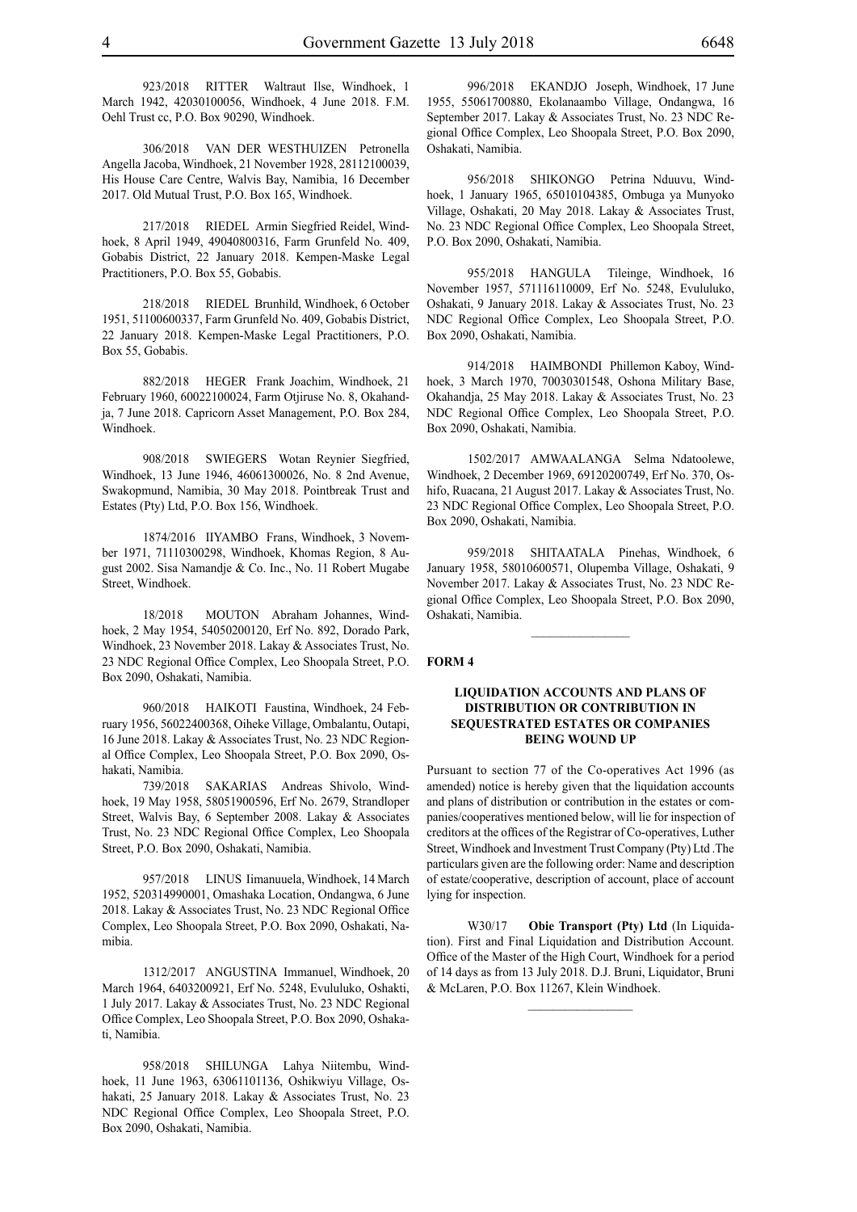923/2018 RITTER Waltraut Ilse, Windhoek, 1 March 1942, 42030100056, Windhoek, 4 June 2018. F.M. Oehl Trust cc, P.O. Box 90290, Windhoek.

306/2018 VAN DER WESTHUIZEN Petronella Angella Jacoba, Windhoek, 21 November 1928, 28112100039, His House Care Centre, Walvis Bay, Namibia, 16 December 2017. Old Mutual Trust, P.O. Box 165, Windhoek.

217/2018 RIEDEL Armin Siegfried Reidel, Windhoek, 8 April 1949, 49040800316, Farm Grunfeld No. 409, Gobabis District, 22 January 2018. Kempen-Maske Legal Practitioners, P.O. Box 55, Gobabis.

218/2018 RIEDEL Brunhild, Windhoek, 6 October 1951, 51100600337, Farm Grunfeld No. 409, Gobabis District, 22 January 2018. Kempen-Maske Legal Practitioners, P.O. Box 55, Gobabis.

882/2018 HEGER Frank Joachim, Windhoek, 21 February 1960, 60022100024, Farm Otjiruse No. 8, Okahandja, 7 June 2018. Capricorn Asset Management, P.O. Box 284, Windhoek.

908/2018 SWIEGERS Wotan Reynier Siegfried, Windhoek, 13 June 1946, 46061300026, No. 8 2nd Avenue, Swakopmund, Namibia, 30 May 2018. Pointbreak Trust and Estates (Pty) Ltd, P.O. Box 156, Windhoek.

1874/2016 IIYAMBO Frans, Windhoek, 3 November 1971, 71110300298, Windhoek, Khomas Region, 8 August 2002. Sisa Namandje & Co. Inc., No. 11 Robert Mugabe Street, Windhoek.

18/2018 MOUTON Abraham Johannes, Windhoek, 2 May 1954, 54050200120, Erf No. 892, Dorado Park, Windhoek, 23 November 2018. Lakay & Associates Trust, No. 23 NDC Regional Office Complex, Leo Shoopala Street, P.O. Box 2090, Oshakati, Namibia.

960/2018 HAIKOTI Faustina, Windhoek, 24 February 1956, 56022400368, Oiheke Village, Ombalantu, Outapi, 16 June 2018. Lakay & Associates Trust, No. 23 NDC Regional Office Complex, Leo Shoopala Street, P.O. Box 2090, Oshakati, Namibia.

739/2018 SAKARIAS Andreas Shivolo, Windhoek, 19 May 1958, 58051900596, Erf No. 2679, Strandloper Street, Walvis Bay, 6 September 2008. Lakay & Associates Trust, No. 23 NDC Regional Office Complex, Leo Shoopala Street, P.O. Box 2090, Oshakati, Namibia.

957/2018 LINUS Iimanuuela, Windhoek, 14 March 1952, 520314990001, Omashaka Location, Ondangwa, 6 June 2018. Lakay & Associates Trust, No. 23 NDC Regional Office Complex, Leo Shoopala Street, P.O. Box 2090, Oshakati, Namibia.

1312/2017 ANGUSTINA Immanuel, Windhoek, 20 March 1964, 6403200921, Erf No. 5248, Evululuko, Oshakti, 1 July 2017. Lakay & Associates Trust, No. 23 NDC Regional Office Complex, Leo Shoopala Street, P.O. Box 2090, Oshakati, Namibia.

958/2018 SHILUNGA Lahya Niitembu, Windhoek, 11 June 1963, 63061101136, Oshikwiyu Village, Oshakati, 25 January 2018. Lakay & Associates Trust, No. 23 NDC Regional Office Complex, Leo Shoopala Street, P.O. Box 2090, Oshakati, Namibia.

996/2018 EKANDJO Joseph, Windhoek, 17 June 1955, 55061700880, Ekolanaambo Village, Ondangwa, 16 September 2017. Lakay & Associates Trust, No. 23 NDC Regional Office Complex, Leo Shoopala Street, P.O. Box 2090, Oshakati, Namibia.

956/2018 SHIKONGO Petrina Nduuvu, Windhoek, 1 January 1965, 65010104385, Ombuga ya Munyoko Village, Oshakati, 20 May 2018. Lakay & Associates Trust, No. 23 NDC Regional Office Complex, Leo Shoopala Street, P.O. Box 2090, Oshakati, Namibia.

955/2018 HANGULA Tileinge, Windhoek, 16 November 1957, 571116110009, Erf No. 5248, Evululuko, Oshakati, 9 January 2018. Lakay & Associates Trust, No. 23 NDC Regional Office Complex, Leo Shoopala Street, P.O. Box 2090, Oshakati, Namibia.

914/2018 HAIMBONDI Phillemon Kaboy, Windhoek, 3 March 1970, 70030301548, Oshona Military Base, Okahandja, 25 May 2018. Lakay & Associates Trust, No. 23 NDC Regional Office Complex, Leo Shoopala Street, P.O. Box 2090, Oshakati, Namibia.

1502/2017 AMWAALANGA Selma Ndatoolewe, Windhoek, 2 December 1969, 69120200749, Erf No. 370, Oshifo, Ruacana, 21 August 2017. Lakay & Associates Trust, No. 23 NDC Regional Office Complex, Leo Shoopala Street, P.O. Box 2090, Oshakati, Namibia.

959/2018 SHITAATALA Pinehas, Windhoek, 6 January 1958, 58010600571, Olupemba Village, Oshakati, 9 November 2017. Lakay & Associates Trust, No. 23 NDC Regional Office Complex, Leo Shoopala Street, P.O. Box 2090, Oshakati, Namibia.

---

**FORM 4**

**LIQUIDATION ACCOUNTS AND PLANS OF DISTRIBUTION OR CONTRIBUTION IN SEQUESTRATED ESTATES OR COMPANIES BEING WOUND UP**

Pursuant to section 77 of the Co-operatives Act 1996 (as amended) notice is hereby given that the liquidation accounts and plans of distribution or contribution in the estates or companies/cooperatives mentioned below, will lie for inspection of creditors at the offices of the Registrar of Co-operatives, Luther Street, Windhoek and Investment Trust Company (Pty) Ltd .The particulars given are the following order: Name and description of estate/cooperative, description of account, place of account lying for inspection.

W30/17 **Obie Transport (Pty) Ltd** (In Liquidation). First and Final Liquidation and Distribution Account. Office of the Master of the High Court, Windhoek for a period of 14 days as from 13 July 2018. D.J. Bruni, Liquidator, Bruni & McLaren, P.O. Box 11267, Klein Windhoek.

---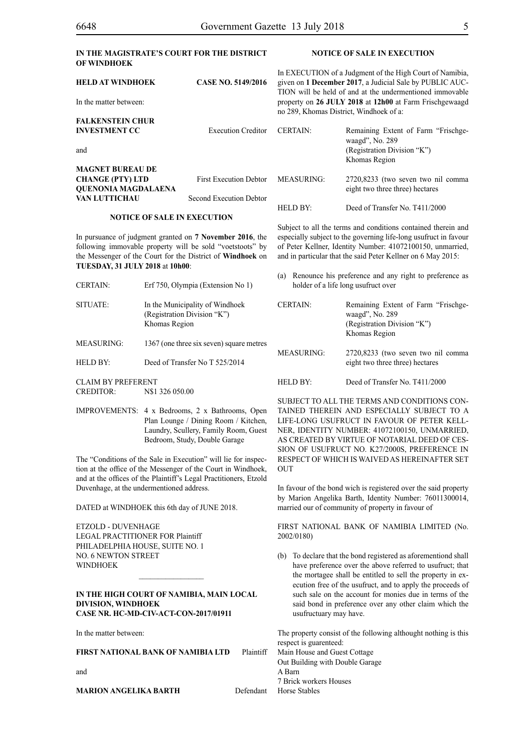**IN THE MAGISTRATE'S COURT FOR THE DISTRICT OF WINDHOEK**

**HELD AT WINDHOEK** **CASE NO. 5149/2016**

In the matter between:

**FALKENSTEIN CHUR INVESTMENT CC** Execution Creditor

and

**MAGNET BUREAU DE CHANGE (PTY) LTD** First Execution Debtor
**QUENONIA MAGDALAENA VAN LUTTICHAU** Second Execution Debtor

**NOTICE OF SALE IN EXECUTION**

In pursuance of judgment granted on **7 November 2016**, the following immovable property will be sold "voetstoots" by the Messenger of the Court for the District of **Windhoek** on **TUESDAY, 31 JULY 2018** at **10h00**:

| | |
|---|---|
| CERTAIN: | Erf 750, Olympia (Extension No 1) |
| SITUATE: | In the Municipality of Windhoek (Registration Division "K") Khomas Region |
| MEASURING: | 1367 (one three six seven) square metres |
| HELD BY: | Deed of Transfer No T 525/2014 |
| CLAIM BY PREFERENT CREDITOR: | N$1 326 050.00 |
| IMPROVEMENTS: | 4 x Bedrooms, 2 x Bathrooms, Open Plan Lounge / Dining Room / Kitchen, Laundry, Scullery, Family Room, Guest Bedroom, Study, Double Garage |

The "Conditions of the Sale in Execution" will lie for inspection at the office of the Messenger of the Court in Windhoek, and at the offices of the Plaintiff's Legal Practitioners, Etzold Duvenhage, at the undermentioned address.

DATED at WINDHOEK this 6th day of JUNE 2018.

ETZOLD - DUVENHAGE
LEGAL PRACTITIONER FOR Plaintiff
PHILADELPHIA HOUSE, SUITE NO. 1
NO. 6 NEWTON STREET
WINDHOEK

---

**IN THE HIGH COURT OF NAMIBIA, MAIN LOCAL DIVISION, WINDHOEK**
**CASE NR. HC-MD-CIV-ACT-CON-2017/01911**

In the matter between:

**FIRST NATIONAL BANK OF NAMIBIA LTD** Plaintiff

and

**MARION ANGELIKA BARTH** Defendant

**NOTICE OF SALE IN EXECUTION**

In EXECUTION of a Judgment of the High Court of Namibia, given on **1 December 2017**, a Judicial Sale by PUBLIC AUCTION will be held of and at the undermentioned immovable property on **26 JULY 2018** at **12h00** at Farm Frischgewaagd no 289, Khomas District, Windhoek of a:

| | |
|---|---|
| CERTAIN: | Remaining Extent of Farm "Frischgewaagd", No. 289 (Registration Division "K") Khomas Region |
| MEASURING: | 2720,8233 (two seven two nil comma eight two three three) hectares |
| HELD BY: | Deed of Transfer No. T411/2000 |

Subject to all the terms and conditions contained therein and especially subject to the governing life-long usufruct in favour of Peter Kellner, Identity Number: 41072100150, unmarried, and in particular that the said Peter Kellner on 6 May 2015:

(a) Renounce his preference and any right to preference as holder of a life long usufruct over

| | |
|---|---|
| CERTAIN: | Remaining Extent of Farm "Frischgewaagd", No. 289 (Registration Division "K") Khomas Region |
| MEASURING: | 2720,8233 (two seven two nil comma eight two three three) hectares |
| HELD BY: | Deed of Transfer No. T411/2000 |

SUBJECT TO ALL THE TERMS AND CONDITIONS CONTAINED THEREIN AND ESPECIALLY SUBJECT TO A LIFE-LONG USUFRUCT IN FAVOUR OF PETER KELLNER, IDENTITY NUMBER: 41072100150, UNMARRIED, AS CREATED BY VIRTUE OF NOTARIAL DEED OF CESSION OF USUFRUCT NO. K27/2000S, PREFERENCE IN RESPECT OF WHICH IS WAIVED AS HEREINAFTER SET OUT

In favour of the bond wich is registered over the said property by Marion Angelika Barth, Identity Number: 76011300014, married our of community of property in favour of

FIRST NATIONAL BANK OF NAMIBIA LIMITED (No. 2002/0180)

(b) To declare that the bond registered as aforementiond shall have preference over the above referred to usufruct; that the mortagee shall be entitled to sell the property in execution free of the usufruct, and to apply the proceeds of such sale on the account for monies due in terms of the said bond in preference over any other claim which the usufructuary may have.

The property consist of the following althought nothing is this respect is guarenteed:
Main House and Guest Cottage
Out Building with Double Garage
A Barn
7 Brick workers Houses
Horse Stables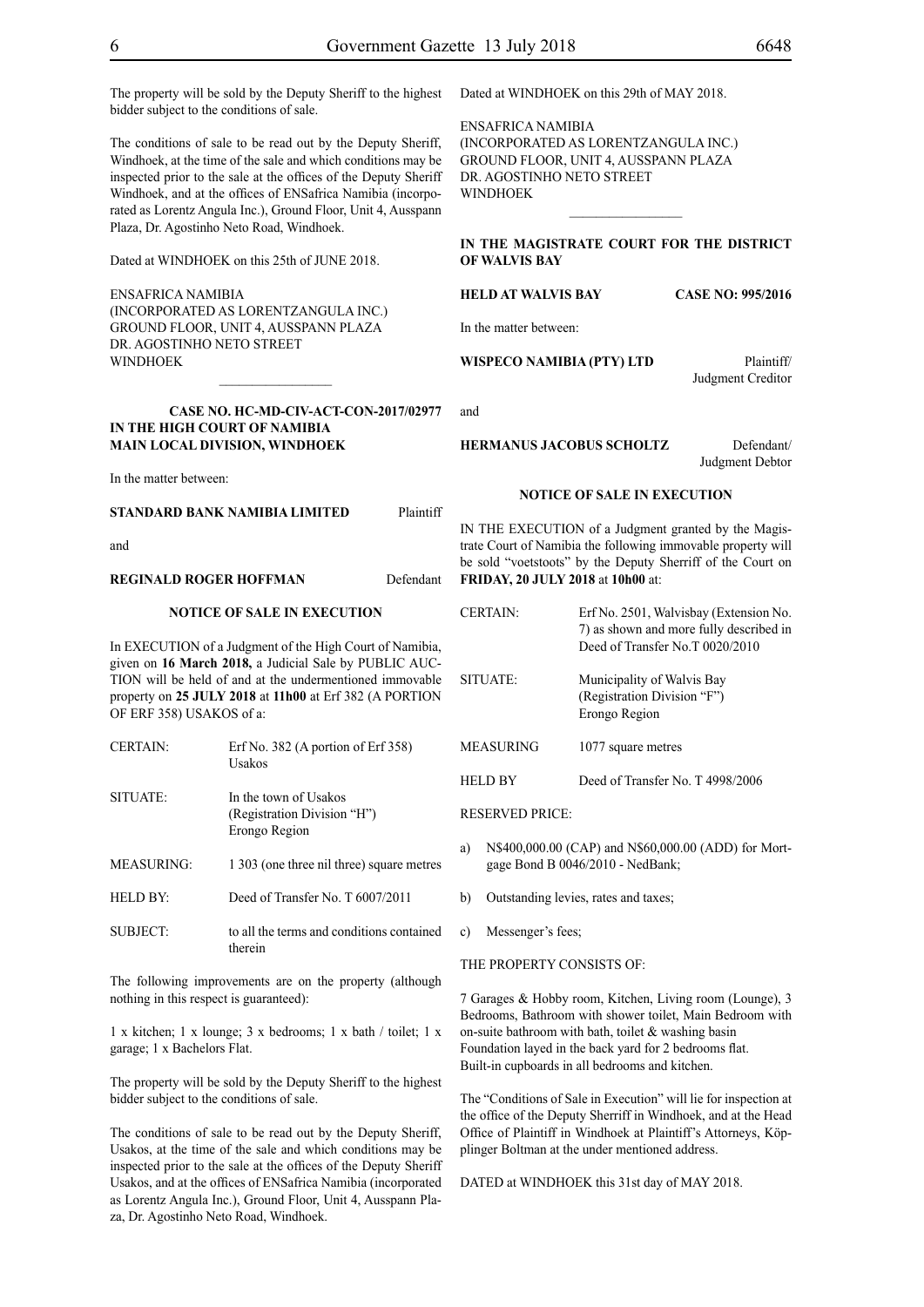The property will be sold by the Deputy Sheriff to the highest bidder subject to the conditions of sale.

The conditions of sale to be read out by the Deputy Sheriff, Windhoek, at the time of the sale and which conditions may be inspected prior to the sale at the offices of the Deputy Sheriff Windhoek, and at the offices of ENSafrica Namibia (incorporated as Lorentz Angula Inc.), Ground Floor, Unit 4, Ausspann Plaza, Dr. Agostinho Neto Road, Windhoek.

Dated at WINDHOEK on this 25th of JUNE 2018.

ENSAFRICA NAMIBIA
(INCORPORATED AS LORENTZANGULA INC.)
GROUND FLOOR, UNIT 4, AUSSPANN PLAZA
DR. AGOSTINHO NETO STREET
WINDHOEK

---

**CASE NO. HC-MD-CIV-ACT-CON-2017/02977**
**IN THE HIGH COURT OF NAMIBIA**
**MAIN LOCAL DIVISION, WINDHOEK**

In the matter between:

**STANDARD BANK NAMIBIA LIMITED** Plaintiff

and

**REGINALD ROGER HOFFMAN** Defendant

**NOTICE OF SALE IN EXECUTION**

In EXECUTION of a Judgment of the High Court of Namibia, given on **16 March 2018,** a Judicial Sale by PUBLIC AUCTION will be held of and at the undermentioned immovable property on **25 JULY 2018** at **11h00** at Erf 382 (A PORTION OF ERF 358) USAKOS of a:

| | |
|---|---|
| CERTAIN: | Erf No. 382 (A portion of Erf 358) Usakos |
| SITUATE: | In the town of Usakos (Registration Division "H") Erongo Region |
| MEASURING: | 1 303 (one three nil three) square metres |
| HELD BY: | Deed of Transfer No. T 6007/2011 |
| SUBJECT: | to all the terms and conditions contained therein |

The following improvements are on the property (although nothing in this respect is guaranteed):

1 x kitchen; 1 x lounge; 3 x bedrooms; 1 x bath / toilet; 1 x garage; 1 x Bachelors Flat.

The property will be sold by the Deputy Sheriff to the highest bidder subject to the conditions of sale.

The conditions of sale to be read out by the Deputy Sheriff, Usakos, at the time of the sale and which conditions may be inspected prior to the sale at the offices of the Deputy Sheriff Usakos, and at the offices of ENSafrica Namibia (incorporated as Lorentz Angula Inc.), Ground Floor, Unit 4, Ausspann Plaza, Dr. Agostinho Neto Road, Windhoek.

Dated at WINDHOEK on this 29th of MAY 2018.

ENSAFRICA NAMIBIA
(INCORPORATED AS LORENTZANGULA INC.)
GROUND FLOOR, UNIT 4, AUSSPANN PLAZA
DR. AGOSTINHO NETO STREET
WINDHOEK

---

**IN THE MAGISTRATE COURT FOR THE DISTRICT OF WALVIS BAY**

**HELD AT WALVIS BAY** **CASE NO: 995/2016**

In the matter between:

**WISPECO NAMIBIA (PTY) LTD** Plaintiff/ Judgment Creditor

and

**HERMANUS JACOBUS SCHOLTZ** Defendant/ Judgment Debtor

**NOTICE OF SALE IN EXECUTION**

IN THE EXECUTION of a Judgment granted by the Magistrate Court of Namibia the following immovable property will be sold "voetstoots" by the Deputy Sherriff of the Court on **FRIDAY, 20 JULY 2018** at **10h00** at:

| | |
|---|---|
| CERTAIN: | Erf No. 2501, Walvisbay (Extension No. 7) as shown and more fully described in Deed of Transfer No.T 0020/2010 |
| SITUATE: | Municipality of Walvis Bay (Registration Division "F") Erongo Region |
| MEASURING | 1077 square metres |
| HELD BY | Deed of Transfer No. T 4998/2006 |

RESERVED PRICE:

a) N$400,000.00 (CAP) and N$60,000.00 (ADD) for Mortgage Bond B 0046/2010 - NedBank;

b) Outstanding levies, rates and taxes;

c) Messenger's fees;

THE PROPERTY CONSISTS OF:

7 Garages & Hobby room, Kitchen, Living room (Lounge), 3 Bedrooms, Bathroom with shower toilet, Main Bedroom with on-suite bathroom with bath, toilet & washing basin
Foundation layed in the back yard for 2 bedrooms flat.
Built-in cupboards in all bedrooms and kitchen.

The "Conditions of Sale in Execution" will lie for inspection at the office of the Deputy Sherriff in Windhoek, and at the Head Office of Plaintiff in Windhoek at Plaintiff's Attorneys, Köplinger Boltman at the under mentioned address.

DATED at WINDHOEK this 31st day of MAY 2018.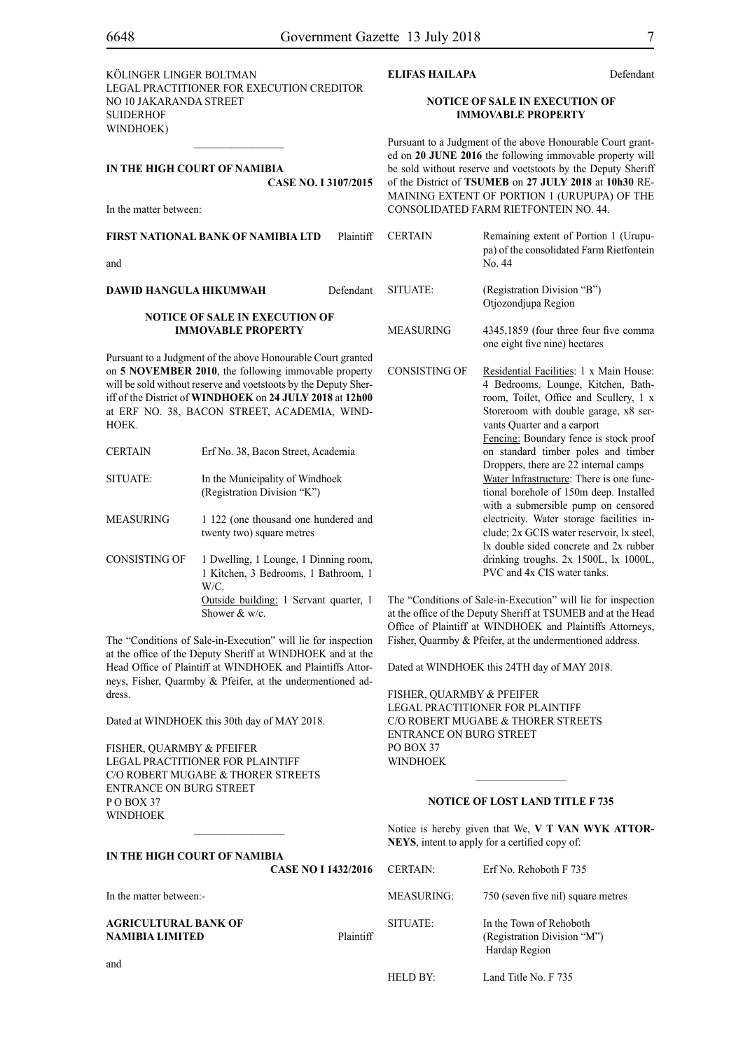KÖLINGER LINGER BOLTMAN
LEGAL PRACTITIONER FOR EXECUTION CREDITOR
NO 10 JAKARANDA STREET
SUIDERHOF
WINDHOEK)

---

**IN THE HIGH COURT OF NAMIBIA**

**CASE NO. I 3107/2015**

In the matter between:

**FIRST NATIONAL BANK OF NAMIBIA LTD** Plaintiff

and

**DAWID HANGULA HIKUMWAH** Defendant

**NOTICE OF SALE IN EXECUTION OF IMMOVABLE PROPERTY**

Pursuant to a Judgment of the above Honourable Court granted on **5 NOVEMBER 2010**, the following immovable property will be sold without reserve and voetstoots by the Deputy Sheriff of the District of **WINDHOEK** on **24 JULY 2018** at **12h00** at ERF NO. 38, BACON STREET, ACADEMIA, WINDHOEK.

| | |
|---|---|
| CERTAIN | Erf No. 38, Bacon Street, Academia |
| SITUATE: | In the Municipality of Windhoek (Registration Division "K") |
| MEASURING | 1 122 (one thousand one hundered and twenty two) square metres |
| CONSISTING OF | 1 Dwelling, 1 Lounge, 1 Dinning room, 1 Kitchen, 3 Bedrooms, 1 Bathroom, 1 W/C. <br> Outside building: 1 Servant quarter, 1 Shower & w/c. |

The "Conditions of Sale-in-Execution" will lie for inspection at the office of the Deputy Sheriff at WINDHOEK and at the Head Office of Plaintiff at WINDHOEK and Plaintiffs Attorneys, Fisher, Quarmby & Pfeifer, at the undermentioned address.

Dated at WINDHOEK this 30th day of MAY 2018.

FISHER, QUARMBY & PFEIFER
LEGAL PRACTITIONER FOR PLAINTIFF
C/O ROBERT MUGABE & THORER STREETS
ENTRANCE ON BURG STREET
P O BOX 37
WINDHOEK

---

**IN THE HIGH COURT OF NAMIBIA**

**CASE NO I 1432/2016**

In the matter between:-

**AGRICULTURAL BANK OF NAMIBIA LIMITED** Plaintiff

and

**ELIFAS HAILAPA** Defendant

**NOTICE OF SALE IN EXECUTION OF IMMOVABLE PROPERTY**

Pursuant to a Judgment of the above Honourable Court granted on **20 JUNE 2016** the following immovable property will be sold without reserve and voetstoots by the Deputy Sheriff of the District of **TSUMEB** on **27 JULY 2018** at **10h30** REMAINING EXTENT OF PORTION 1 (URUPUPA) OF THE CONSOLIDATED FARM RIETFONTEIN NO. 44.

| | |
|---|---|
| CERTAIN | Remaining extent of Portion 1 (Urupupa) of the consolidated Farm Rietfontein No. 44 |
| SITUATE: | (Registration Division "B") Otjozondjupa Region |
| MEASURING | 4345,1859 (four three four five comma one eight five nine) hectares |
| CONSISTING OF | Residential Facilities: 1 x Main House: 4 Bedrooms, Lounge, Kitchen, Bathroom, Toilet, Office and Scullery, 1 x Storeroom with double garage, x8 servants Quarter and a carport <br> Fencing: Boundary fence is stock proof on standard timber poles and timber Droppers, there are 22 internal camps <br> Water Infrastructure: There is one functional borehole of 150m deep. Installed with a submersible pump on censored electricity. Water storage facilities include; 2x GCIS water reservoir, lx steel, lx double sided concrete and 2x rubber drinking troughs. 2x 1500L, lx 1000L, PVC and 4x CIS water tanks. |

The "Conditions of Sale-in-Execution" will lie for inspection at the office of the Deputy Sheriff at TSUMEB and at the Head Office of Plaintiff at WINDHOEK and Plaintiffs Attorneys, Fisher, Quarmby & Pfeifer, at the undermentioned address.

Dated at WINDHOEK this 24TH day of MAY 2018.

FISHER, QUARMBY & PFEIFER
LEGAL PRACTITIONER FOR PLAINTIFF
C/O ROBERT MUGABE & THORER STREETS
ENTRANCE ON BURG STREET
PO BOX 37
WINDHOEK

---

**NOTICE OF LOST LAND TITLE F 735**

Notice is hereby given that We, **V T VAN WYK ATTORNEYS**, intent to apply for a certified copy of:

| | |
|---|---|
| CERTAIN: | Erf No. Rehoboth F 735 |
| MEASURING: | 750 (seven five nil) square metres |
| SITUATE: | In the Town of Rehoboth (Registration Division "M") Hardap Region |
| HELD BY: | Land Title No. F 735 |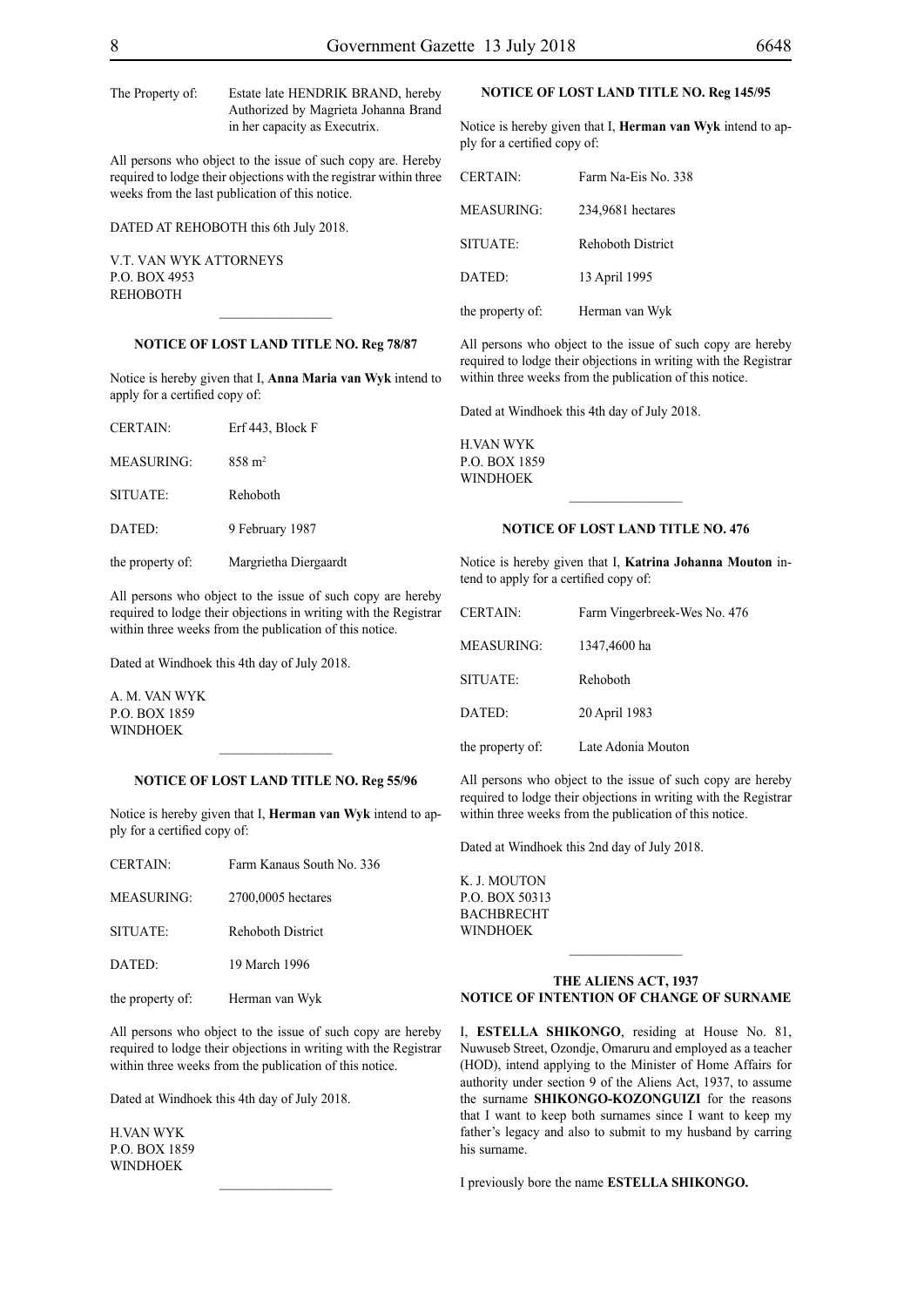The Property of: Estate late HENDRIK BRAND, hereby Authorized by Magrieta Johanna Brand in her capacity as Executrix.

All persons who object to the issue of such copy are. Hereby required to lodge their objections with the registrar within three weeks from the last publication of this notice.

DATED AT REHOBOTH this 6th July 2018.

V.T. VAN WYK ATTORNEYS
P.O. BOX 4953
REHOBOTH

---

**NOTICE OF LOST LAND TITLE NO. Reg 78/87**

Notice is hereby given that I, **Anna Maria van Wyk** intend to apply for a certified copy of:

| | |
|---|---|
| CERTAIN: | Erf 443, Block F |
| MEASURING: | 858 m² |
| SITUATE: | Rehoboth |
| DATED: | 9 February 1987 |
| the property of: | Margrietha Diergaardt |

All persons who object to the issue of such copy are hereby required to lodge their objections in writing with the Registrar within three weeks from the publication of this notice.

Dated at Windhoek this 4th day of July 2018.

A. M. VAN WYK
P.O. BOX 1859
WINDHOEK

---

**NOTICE OF LOST LAND TITLE NO. Reg 55/96**

Notice is hereby given that I, **Herman van Wyk** intend to apply for a certified copy of:

| | |
|---|---|
| CERTAIN: | Farm Kanaus South No. 336 |
| MEASURING: | 2700,0005 hectares |
| SITUATE: | Rehoboth District |
| DATED: | 19 March 1996 |
| the property of: | Herman van Wyk |

All persons who object to the issue of such copy are hereby required to lodge their objections in writing with the Registrar within three weeks from the publication of this notice.

Dated at Windhoek this 4th day of July 2018.

H.VAN WYK
P.O. BOX 1859
WINDHOEK

---

**NOTICE OF LOST LAND TITLE NO. Reg 145/95**

Notice is hereby given that I, **Herman van Wyk** intend to apply for a certified copy of:

| | |
|---|---|
| CERTAIN: | Farm Na-Eis No. 338 |
| MEASURING: | 234,9681 hectares |
| SITUATE: | Rehoboth District |
| DATED: | 13 April 1995 |
| the property of: | Herman van Wyk |

All persons who object to the issue of such copy are hereby required to lodge their objections in writing with the Registrar within three weeks from the publication of this notice.

Dated at Windhoek this 4th day of July 2018.

H.VAN WYK
P.O. BOX 1859
WINDHOEK

---

**NOTICE OF LOST LAND TITLE NO. 476**

Notice is hereby given that I, **Katrina Johanna Mouton** intend to apply for a certified copy of:

| | |
|---|---|
| CERTAIN: | Farm Vingerbreek-Wes No. 476 |
| MEASURING: | 1347,4600 ha |
| SITUATE: | Rehoboth |
| DATED: | 20 April 1983 |
| the property of: | Late Adonia Mouton |

All persons who object to the issue of such copy are hereby required to lodge their objections in writing with the Registrar within three weeks from the publication of this notice.

Dated at Windhoek this 2nd day of July 2018.

K. J. MOUTON
P.O. BOX 50313
BACHBRECHT
WINDHOEK

---

**THE ALIENS ACT, 1937**
**NOTICE OF INTENTION OF CHANGE OF SURNAME**

I, **ESTELLA SHIKONGO**, residing at House No. 81, Nuwuseb Street, Ozondje, Omaruru and employed as a teacher (HOD), intend applying to the Minister of Home Affairs for authority under section 9 of the Aliens Act, 1937, to assume the surname **SHIKONGO-KOZONGUIZI** for the reasons that I want to keep both surnames since I want to keep my father's legacy and also to submit to my husband by carring his surname.

I previously bore the name **ESTELLA SHIKONGO.**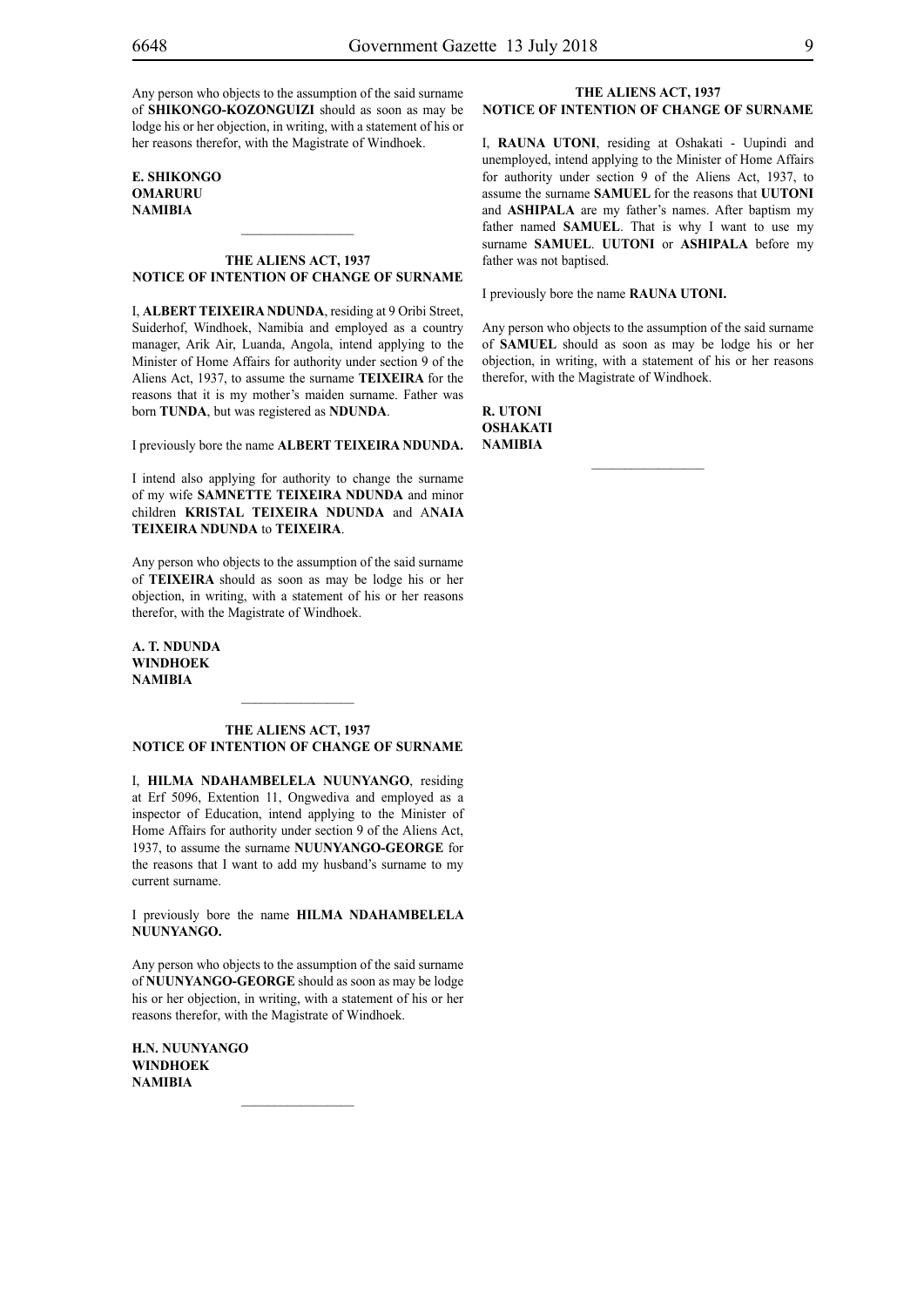Any person who objects to the assumption of the said surname of **SHIKONGO-KOZONGUIZI** should as soon as may be lodge his or her objection, in writing, with a statement of his or her reasons therefor, with the Magistrate of Windhoek.

**E. SHIKONGO**
**OMARURU**
**NAMIBIA**

---

**THE ALIENS ACT, 1937**
**NOTICE OF INTENTION OF CHANGE OF SURNAME**

I, **ALBERT TEIXEIRA NDUNDA**, residing at 9 Oribi Street, Suiderhof, Windhoek, Namibia and employed as a country manager, Arik Air, Luanda, Angola, intend applying to the Minister of Home Affairs for authority under section 9 of the Aliens Act, 1937, to assume the surname **TEIXEIRA** for the reasons that it is my mother's maiden surname. Father was born **TUNDA**, but was registered as **NDUNDA**.

I previously bore the name **ALBERT TEIXEIRA NDUNDA.**

I intend also applying for authority to change the surname of my wife **SAMNETTE TEIXEIRA NDUNDA** and minor children **KRISTAL TEIXEIRA NDUNDA** and A**NAIA TEIXEIRA NDUNDA** to **TEIXEIRA**.

Any person who objects to the assumption of the said surname of **TEIXEIRA** should as soon as may be lodge his or her objection, in writing, with a statement of his or her reasons therefor, with the Magistrate of Windhoek.

**A. T. NDUNDA**
**WINDHOEK**
**NAMIBIA**

---

**THE ALIENS ACT, 1937**
**NOTICE OF INTENTION OF CHANGE OF SURNAME**

I, **HILMA NDAHAMBELELA NUUNYANGO**, residing at Erf 5096, Extention 11, Ongwediva and employed as a inspector of Education, intend applying to the Minister of Home Affairs for authority under section 9 of the Aliens Act, 1937, to assume the surname **NUUNYANGO-GEORGE** for the reasons that I want to add my husband's surname to my current surname.

I previously bore the name **HILMA NDAHAMBELELA NUUNYANGO.**

Any person who objects to the assumption of the said surname of **NUUNYANGO-GEORGE** should as soon as may be lodge his or her objection, in writing, with a statement of his or her reasons therefor, with the Magistrate of Windhoek.

**H.N. NUUNYANGO**
**WINDHOEK**
**NAMIBIA**

---

**THE ALIENS ACT, 1937**
**NOTICE OF INTENTION OF CHANGE OF SURNAME**

I, **RAUNA UTONI**, residing at Oshakati - Uupindi and unemployed, intend applying to the Minister of Home Affairs for authority under section 9 of the Aliens Act, 1937, to assume the surname **SAMUEL** for the reasons that **UUTONI** and **ASHIPALA** are my father's names. After baptism my father named **SAMUEL**. That is why I want to use my surname **SAMUEL**. **UUTONI** or **ASHIPALA** before my father was not baptised.

I previously bore the name **RAUNA UTONI.**

Any person who objects to the assumption of the said surname of **SAMUEL** should as soon as may be lodge his or her objection, in writing, with a statement of his or her reasons therefor, with the Magistrate of Windhoek.

**R. UTONI**
**OSHAKATI**
**NAMIBIA**

---